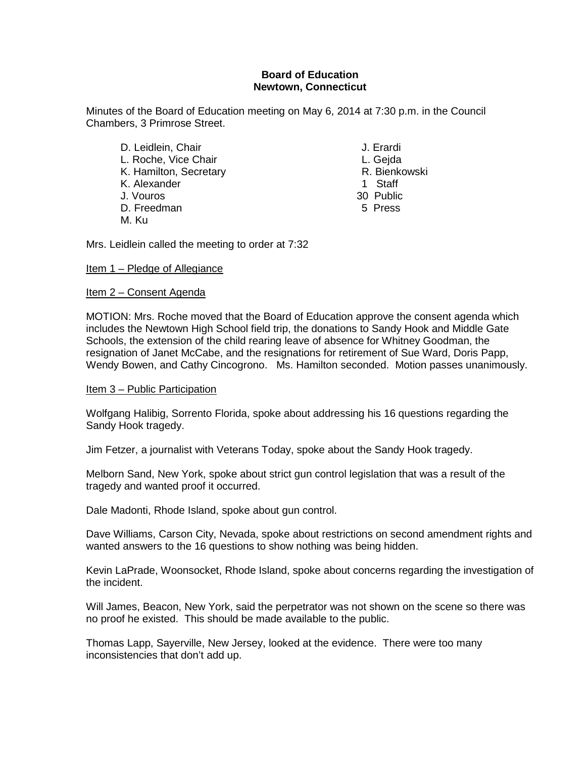**Board of Education**
**Newtown, Connecticut**

Minutes of the Board of Education meeting on May 6, 2014 at 7:30 p.m. in the Council Chambers, 3 Primrose Street.

| | |
|---|---|
| D. Leidlein, Chair | J. Erardi |
| L. Roche, Vice Chair | L. Gejda |
| K. Hamilton, Secretary | R. Bienkowski |
| K. Alexander | 1 Staff |
| J. Vouros | 30 Public |
| D. Freedman | 5 Press |
| M. Ku | |

Mrs. Leidlein called the meeting to order at 7:32

Item 1 – Pledge of Allegiance

Item 2 – Consent Agenda

MOTION: Mrs. Roche moved that the Board of Education approve the consent agenda which includes the Newtown High School field trip, the donations to Sandy Hook and Middle Gate Schools, the extension of the child rearing leave of absence for Whitney Goodman, the resignation of Janet McCabe, and the resignations for retirement of Sue Ward, Doris Papp, Wendy Bowen, and Cathy Cincogrono. Ms. Hamilton seconded. Motion passes unanimously.

Item 3 – Public Participation

Wolfgang Halibig, Sorrento Florida, spoke about addressing his 16 questions regarding the Sandy Hook tragedy.

Jim Fetzer, a journalist with Veterans Today, spoke about the Sandy Hook tragedy.

Melborn Sand, New York, spoke about strict gun control legislation that was a result of the tragedy and wanted proof it occurred.

Dale Madonti, Rhode Island, spoke about gun control.

Dave Williams, Carson City, Nevada, spoke about restrictions on second amendment rights and wanted answers to the 16 questions to show nothing was being hidden.

Kevin LaPrade, Woonsocket, Rhode Island, spoke about concerns regarding the investigation of the incident.

Will James, Beacon, New York, said the perpetrator was not shown on the scene so there was no proof he existed. This should be made available to the public.

Thomas Lapp, Sayerville, New Jersey, looked at the evidence. There were too many inconsistencies that don't add up.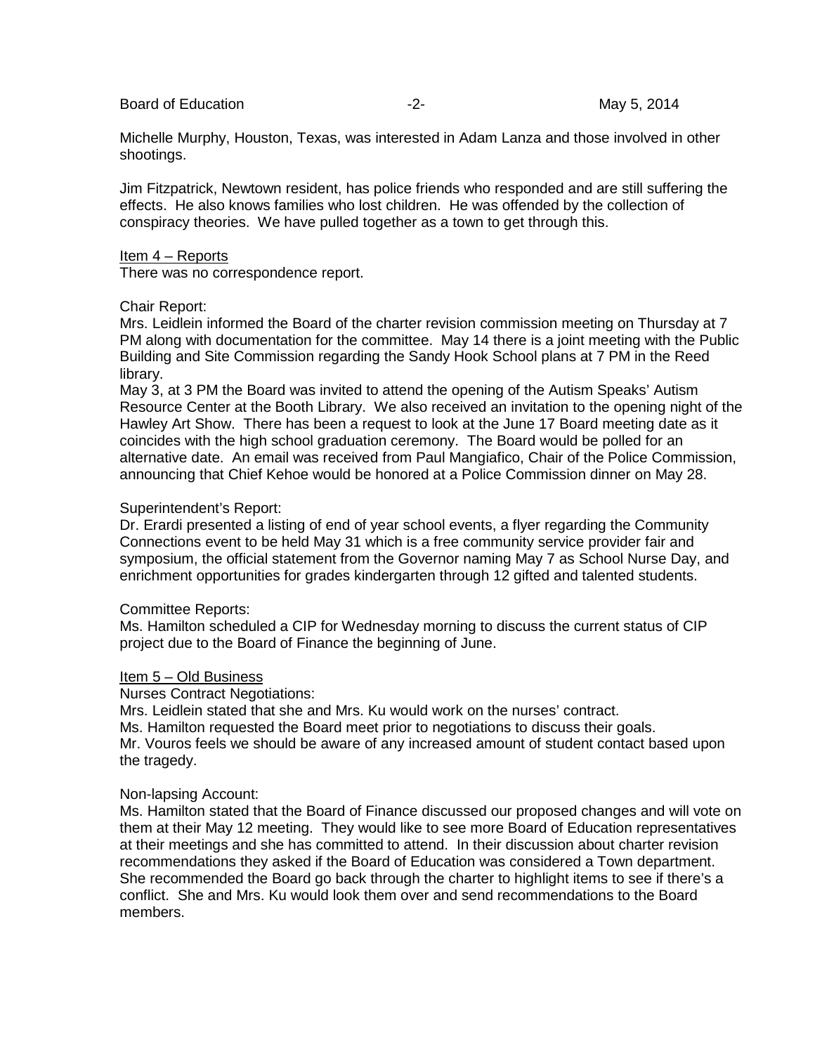Michelle Murphy, Houston, Texas, was interested in Adam Lanza and those involved in other shootings.

Jim Fitzpatrick, Newtown resident, has police friends who responded and are still suffering the effects. He also knows families who lost children. He was offended by the collection of conspiracy theories. We have pulled together as a town to get through this.

Item 4 – Reports

There was no correspondence report.

Chair Report:

Mrs. Leidlein informed the Board of the charter revision commission meeting on Thursday at 7 PM along with documentation for the committee. May 14 there is a joint meeting with the Public Building and Site Commission regarding the Sandy Hook School plans at 7 PM in the Reed library.

May 3, at 3 PM the Board was invited to attend the opening of the Autism Speaks' Autism Resource Center at the Booth Library. We also received an invitation to the opening night of the Hawley Art Show. There has been a request to look at the June 17 Board meeting date as it coincides with the high school graduation ceremony. The Board would be polled for an alternative date. An email was received from Paul Mangiafico, Chair of the Police Commission, announcing that Chief Kehoe would be honored at a Police Commission dinner on May 28.

Superintendent's Report:

Dr. Erardi presented a listing of end of year school events, a flyer regarding the Community Connections event to be held May 31 which is a free community service provider fair and symposium, the official statement from the Governor naming May 7 as School Nurse Day, and enrichment opportunities for grades kindergarten through 12 gifted and talented students.

Committee Reports:

Ms. Hamilton scheduled a CIP for Wednesday morning to discuss the current status of CIP project due to the Board of Finance the beginning of June.

Item 5 – Old Business

Nurses Contract Negotiations:

Mrs. Leidlein stated that she and Mrs. Ku would work on the nurses' contract.

Ms. Hamilton requested the Board meet prior to negotiations to discuss their goals.

Mr. Vouros feels we should be aware of any increased amount of student contact based upon the tragedy.

Non-lapsing Account:

Ms. Hamilton stated that the Board of Finance discussed our proposed changes and will vote on them at their May 12 meeting. They would like to see more Board of Education representatives at their meetings and she has committed to attend. In their discussion about charter revision recommendations they asked if the Board of Education was considered a Town department. She recommended the Board go back through the charter to highlight items to see if there's a conflict. She and Mrs. Ku would look them over and send recommendations to the Board members.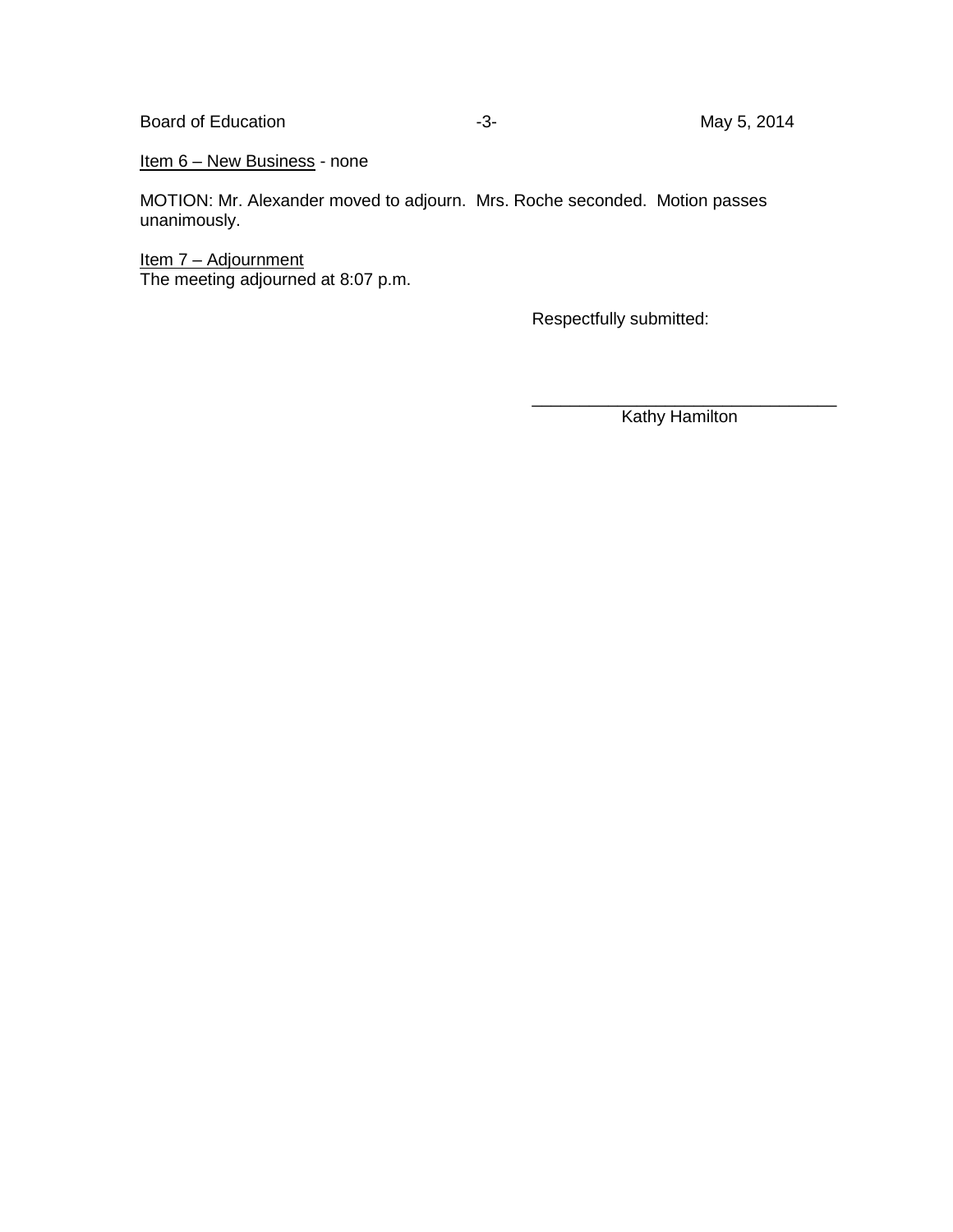<u>Item 6 – New Business</u> - none

MOTION: Mr. Alexander moved to adjourn. Mrs. Roche seconded. Motion passes unanimously.

<u>Item 7 – Adjournment</u>
The meeting adjourned at 8:07 p.m.

Respectfully submitted:

______________________________
Kathy Hamilton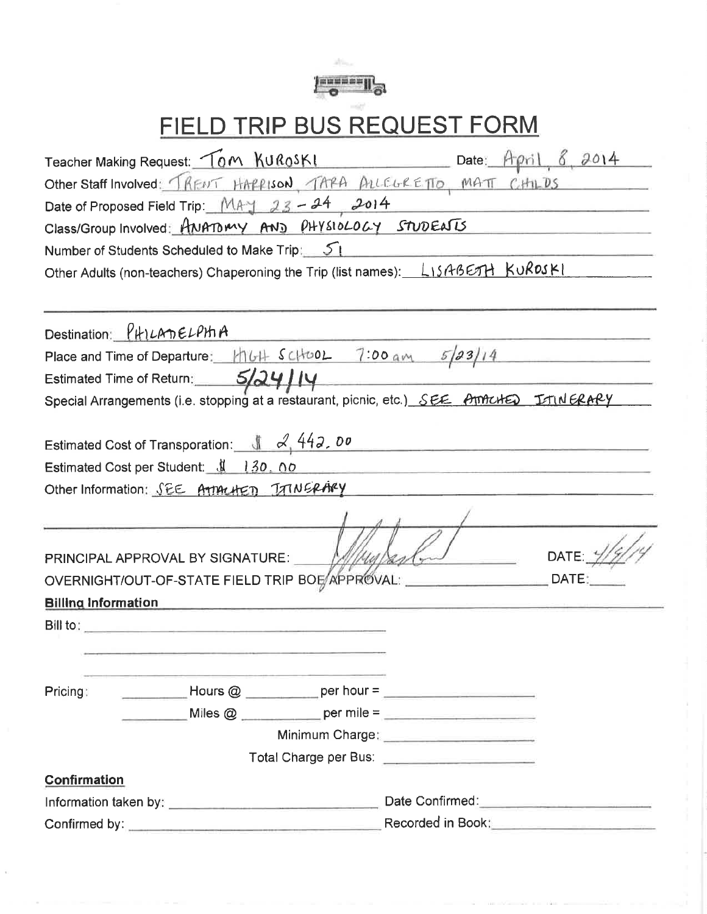# FIELD TRIP BUS REQUEST FORM

Teacher Making Request: TOM KUROSKI  Date: April 8, 2014

Other Staff Involved: TRENT HARRISON, TARA ALLEGRETTO, MATT CHILDS

Date of Proposed Field Trip: MAY 23 - 24, 2014

Class/Group Involved: ANATOMY AND PHYSIOLOGY STUDENTS

Number of Students Scheduled to Make Trip: 51

Other Adults (non-teachers) Chaperoning the Trip (list names): LISABETH KUROSKI

---

Destination: PHILADELPHIA

Place and Time of Departure: HIGH SCHOOL 7:00 am 5/23/14

Estimated Time of Return: 5/24/14

Special Arrangements (i.e. stopping at a restaurant, picnic, etc.) SEE ATTACHED ITINERARY

Estimated Cost of Transporation: $ 2,442.00

Estimated Cost per Student: $ 130.00

Other Information: SEE ATTACHED ITINERARY

---

PRINCIPAL APPROVAL BY SIGNATURE: [signature]  DATE: 4/9/14

OVERNIGHT/OUT-OF-STATE FIELD TRIP BOE APPROVAL: ______________ DATE: ______

**Billing Information**

Bill to: ______________________________

Pricing: ______ Hours @ ______ per hour = ______________

______ Miles @ ______ per mile = ______________

Minimum Charge: ______________

Total Charge per Bus: ______________

**Confirmation**

Information taken by: ______________ Date Confirmed: ______________

Confirmed by: ______________ Recorded in Book: ______________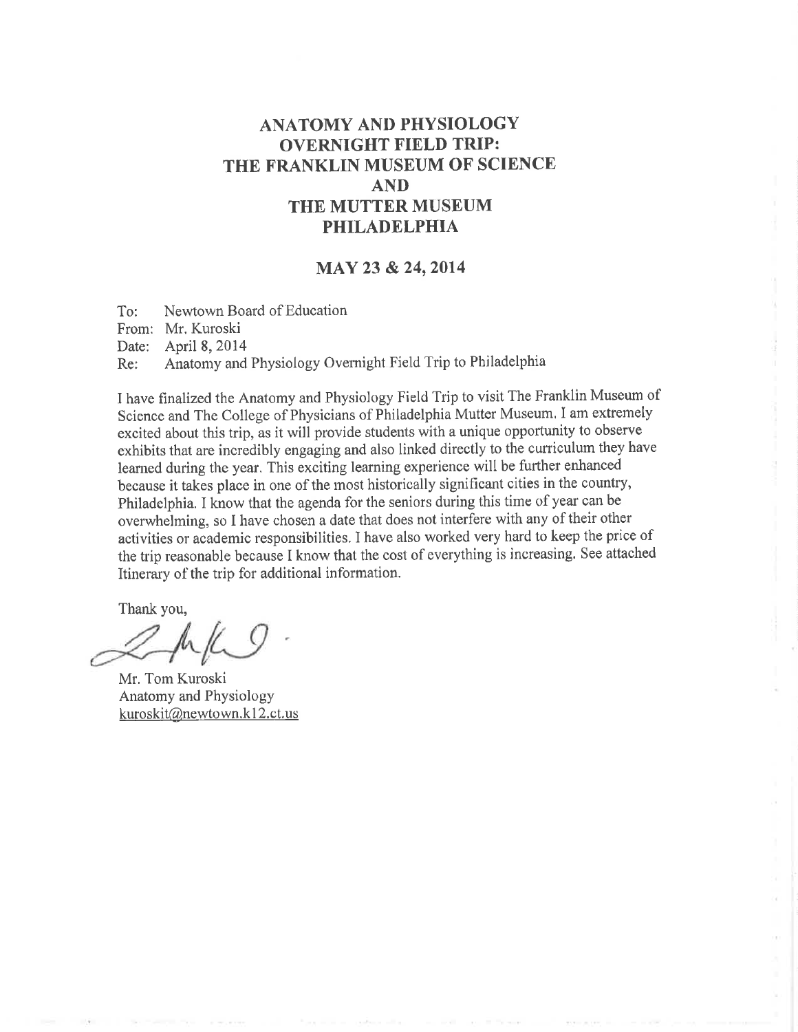# ANATOMY AND PHYSIOLOGY OVERNIGHT FIELD TRIP: THE FRANKLIN MUSEUM OF SCIENCE AND THE MUTTER MUSEUM PHILADELPHIA

## MAY 23 & 24, 2014

To: Newtown Board of Education
From: Mr. Kuroski
Date: April 8, 2014
Re: Anatomy and Physiology Overnight Field Trip to Philadelphia

I have finalized the Anatomy and Physiology Field Trip to visit The Franklin Museum of Science and The College of Physicians of Philadelphia Mutter Museum. I am extremely excited about this trip, as it will provide students with a unique opportunity to observe exhibits that are incredibly engaging and also linked directly to the curriculum they have learned during the year. This exciting learning experience will be further enhanced because it takes place in one of the most historically significant cities in the country, Philadelphia. I know that the agenda for the seniors during this time of year can be overwhelming, so I have chosen a date that does not interfere with any of their other activities or academic responsibilities. I have also worked very hard to keep the price of the trip reasonable because I know that the cost of everything is increasing. See attached Itinerary of the trip for additional information.

Thank you,

Mr. Tom Kuroski
Anatomy and Physiology
kuroskit@newtown.k12.ct.us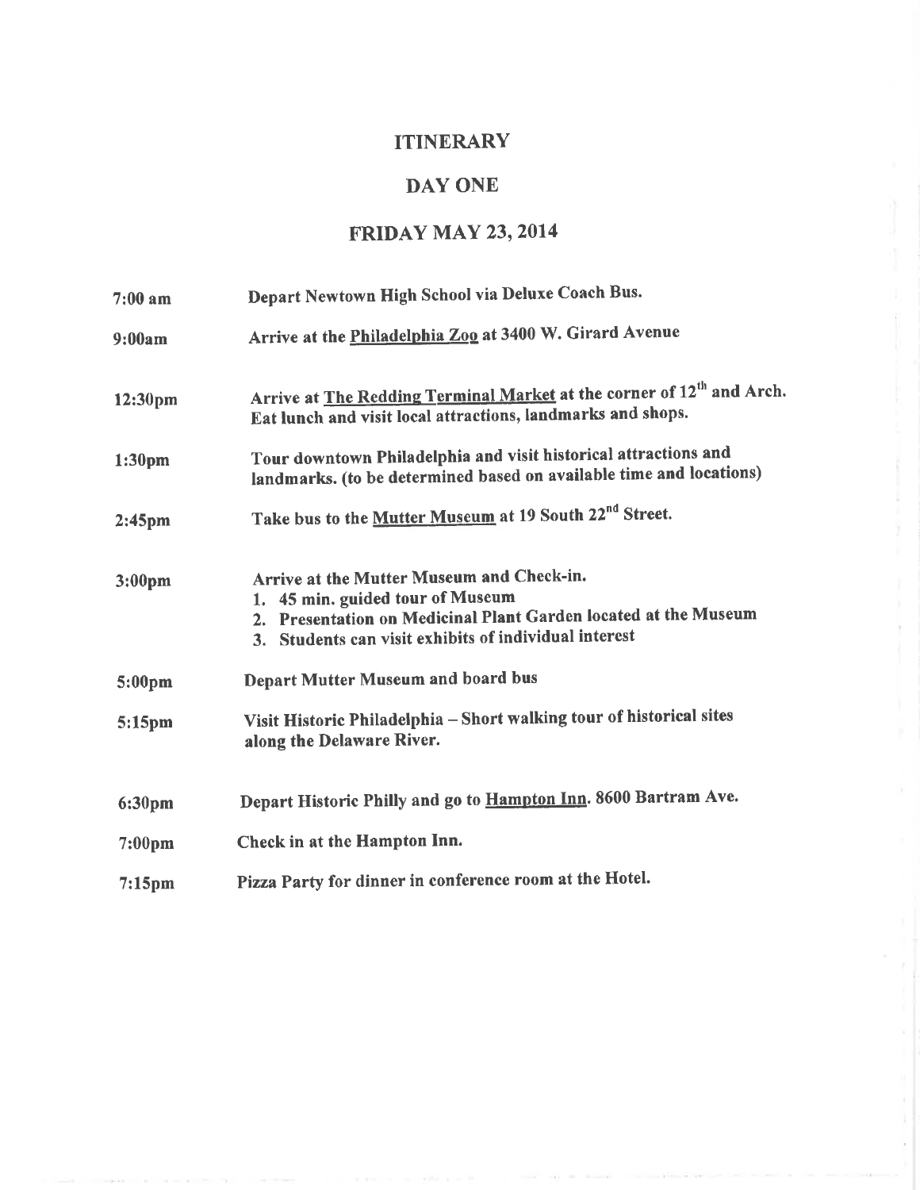# ITINERARY

## DAY ONE

## FRIDAY MAY 23, 2014

| | |
|---|---|
| **7:00 am** | **Depart Newtown High School via Deluxe Coach Bus.** |
| **9:00am** | **Arrive at the <u>Philadelphia Zoo</u> at 3400 W. Girard Avenue** |
| **12:30pm** | **Arrive at <u>The Redding Terminal Market</u> at the corner of 12th and Arch. Eat lunch and visit local attractions, landmarks and shops.** |
| **1:30pm** | **Tour downtown Philadelphia and visit historical attractions and landmarks. (to be determined based on available time and locations)** |
| **2:45pm** | **Take bus to the <u>Mutter Museum</u> at 19 South 22nd Street.** |
| **3:00pm** | **Arrive at the Mutter Museum and Check-in.** <br> **1. 45 min. guided tour of Museum** <br> **2. Presentation on Medicinal Plant Garden located at the Museum** <br> **3. Students can visit exhibits of individual interest** |
| **5:00pm** | **Depart Mutter Museum and board bus** |
| **5:15pm** | **Visit Historic Philadelphia – Short walking tour of historical sites along the Delaware River.** |
| **6:30pm** | **Depart Historic Philly and go to <u>Hampton Inn</u>. 8600 Bartram Ave.** |
| **7:00pm** | **Check in at the Hampton Inn.** |
| **7:15pm** | **Pizza Party for dinner in conference room at the Hotel.** |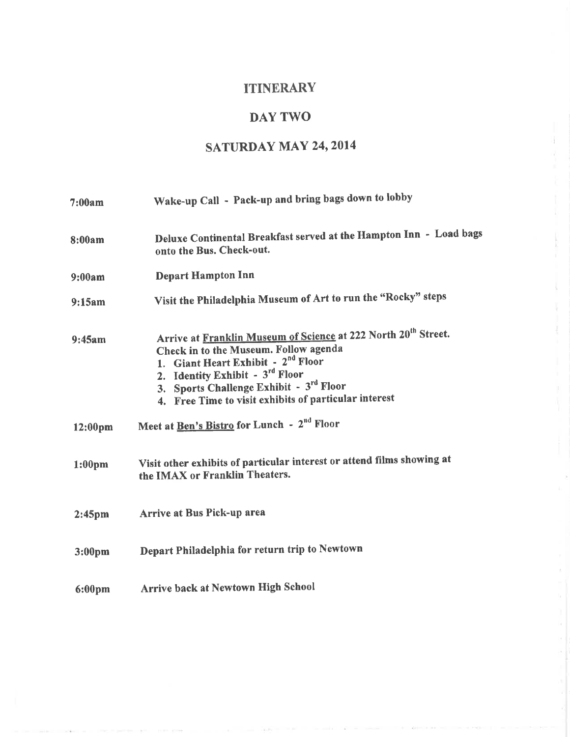# ITINERARY

## DAY TWO

## SATURDAY MAY 24, 2014

**7:00am** — Wake-up Call - Pack-up and bring bags down to lobby

**8:00am** — Deluxe Continental Breakfast served at the Hampton Inn - Load bags onto the Bus. Check-out.

**9:00am** — Depart Hampton Inn

**9:15am** — Visit the Philadelphia Museum of Art to run the "Rocky" steps

**9:45am** — Arrive at Franklin Museum of Science at 222 North 20th Street. Check in to the Museum. Follow agenda

1. Giant Heart Exhibit - 2nd Floor
2. Identity Exhibit - 3rd Floor
3. Sports Challenge Exhibit - 3rd Floor
4. Free Time to visit exhibits of particular interest

**12:00pm** — Meet at Ben's Bistro for Lunch - 2nd Floor

**1:00pm** — Visit other exhibits of particular interest or attend films showing at the IMAX or Franklin Theaters.

**2:45pm** — Arrive at Bus Pick-up area

**3:00pm** — Depart Philadelphia for return trip to Newtown

**6:00pm** — Arrive back at Newtown High School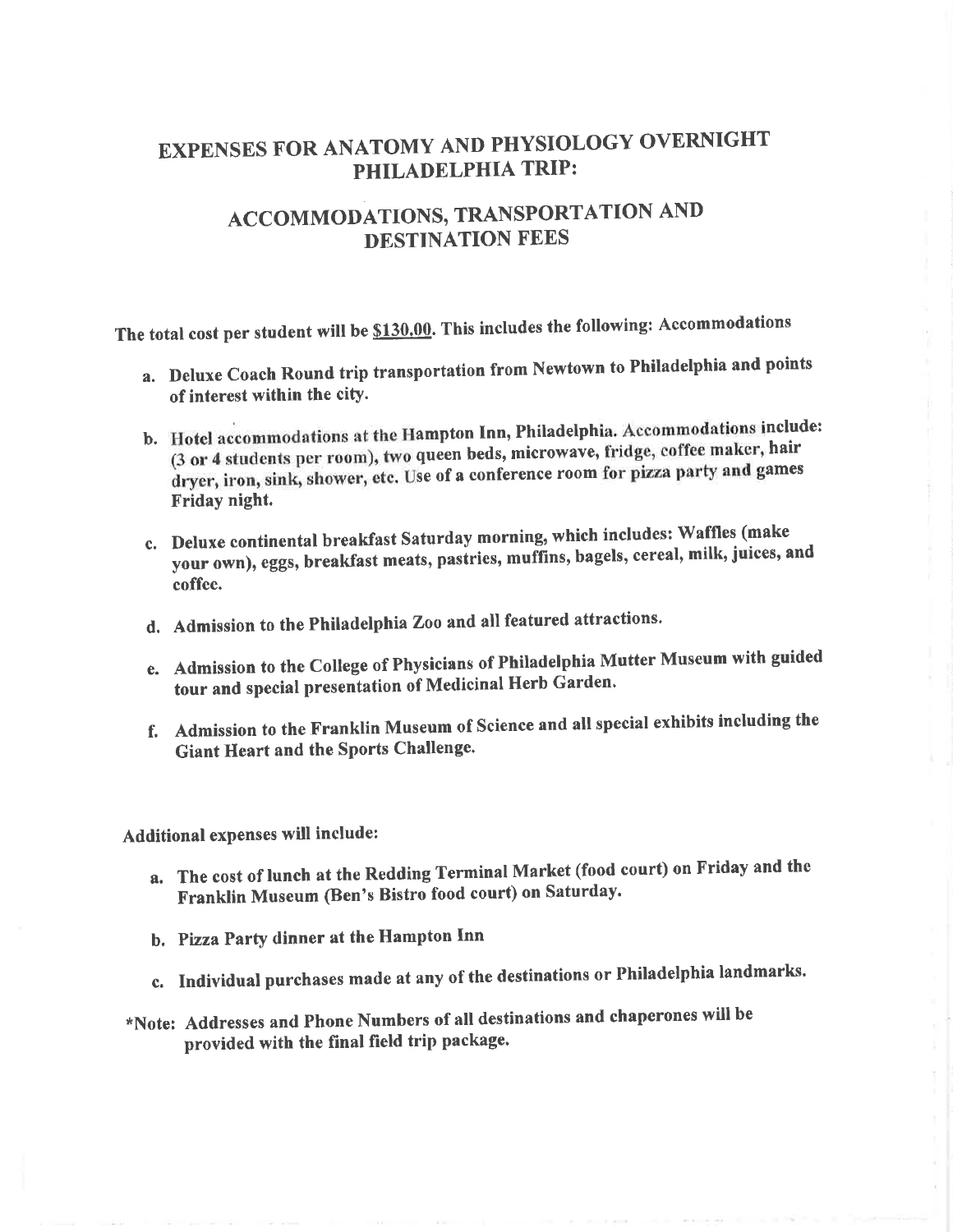# EXPENSES FOR ANATOMY AND PHYSIOLOGY OVERNIGHT PHILADELPHIA TRIP:

## ACCOMMODATIONS, TRANSPORTATION AND DESTINATION FEES

**The total cost per student will be <u>$130.00</u>. This includes the following: Accommodations**

a. **Deluxe Coach Round trip transportation from Newtown to Philadelphia and points of interest within the city.**

b. **Hotel accommodations at the Hampton Inn, Philadelphia. Accommodations include: (3 or 4 students per room), two queen beds, microwave, fridge, coffee maker, hair dryer, iron, sink, shower, etc. Use of a conference room for pizza party and games Friday night.**

c. **Deluxe continental breakfast Saturday morning, which includes: Waffles (make your own), eggs, breakfast meats, pastries, muffins, bagels, cereal, milk, juices, and coffee.**

d. **Admission to the Philadelphia Zoo and all featured attractions.**

e. **Admission to the College of Physicians of Philadelphia Mutter Museum with guided tour and special presentation of Medicinal Herb Garden.**

f. **Admission to the Franklin Museum of Science and all special exhibits including the Giant Heart and the Sports Challenge.**

**Additional expenses will include:**

a. **The cost of lunch at the Redding Terminal Market (food court) on Friday and the Franklin Museum (Ben's Bistro food court) on Saturday.**

b. **Pizza Party dinner at the Hampton Inn**

c. **Individual purchases made at any of the destinations or Philadelphia landmarks.**

**\*Note: Addresses and Phone Numbers of all destinations and chaperones will be provided with the final field trip package.**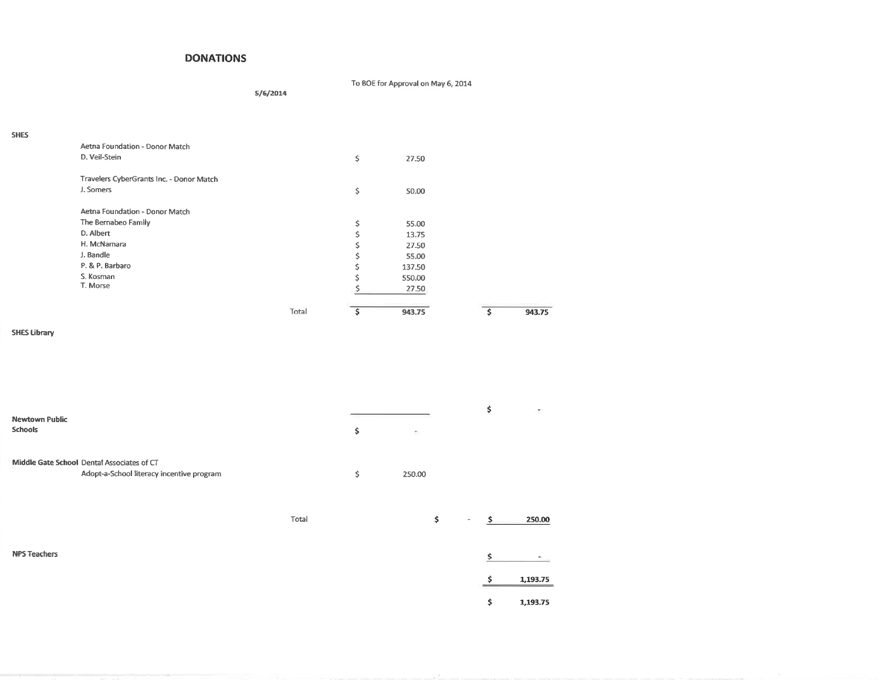# DONATIONS

5/6/2014

To BOE for Approval on May 6, 2014

| School | Donor | | Amount | | Total |
|---|---|---|---|---|---|
| SHES | Aetna Foundation - Donor Match | | | | |
| | D. Veil-Stein | | $ 27.50 | | |
| | Travelers CyberGrants Inc. - Donor Match | | | | |
| | J. Somers | | $ 50.00 | | |
| | Aetna Foundation - Donor Match | | | | |
| | The Bernabeo Family | | $ 55.00 | | |
| | D. Albert | | $ 13.75 | | |
| | H. McNamara | | $ 27.50 | | |
| | J. Bandle | | $ 55.00 | | |
| | P. & P. Barbaro | | $ 137.50 | | |
| | S. Kosman | | $ 550.00 | | |
| | T. Morse | | $ 27.50 | | |
| | | Total | $ 943.75 | | $ 943.75 |
| SHES Library | | | | | |
| | | | | | $ - |
| Newtown Public Schools | | | $ - | | |
| Middle Gate School | Dental Associates of CT | | | | |
| | Adopt-a-School literacy incentive program | | $ 250.00 | | |
| | | Total | | $ - | $ 250.00 |
| NPS Teachers | | | | | $ - |
| | | | | | $ 1,193.75 |
| | | | | | $ 1,193.75 |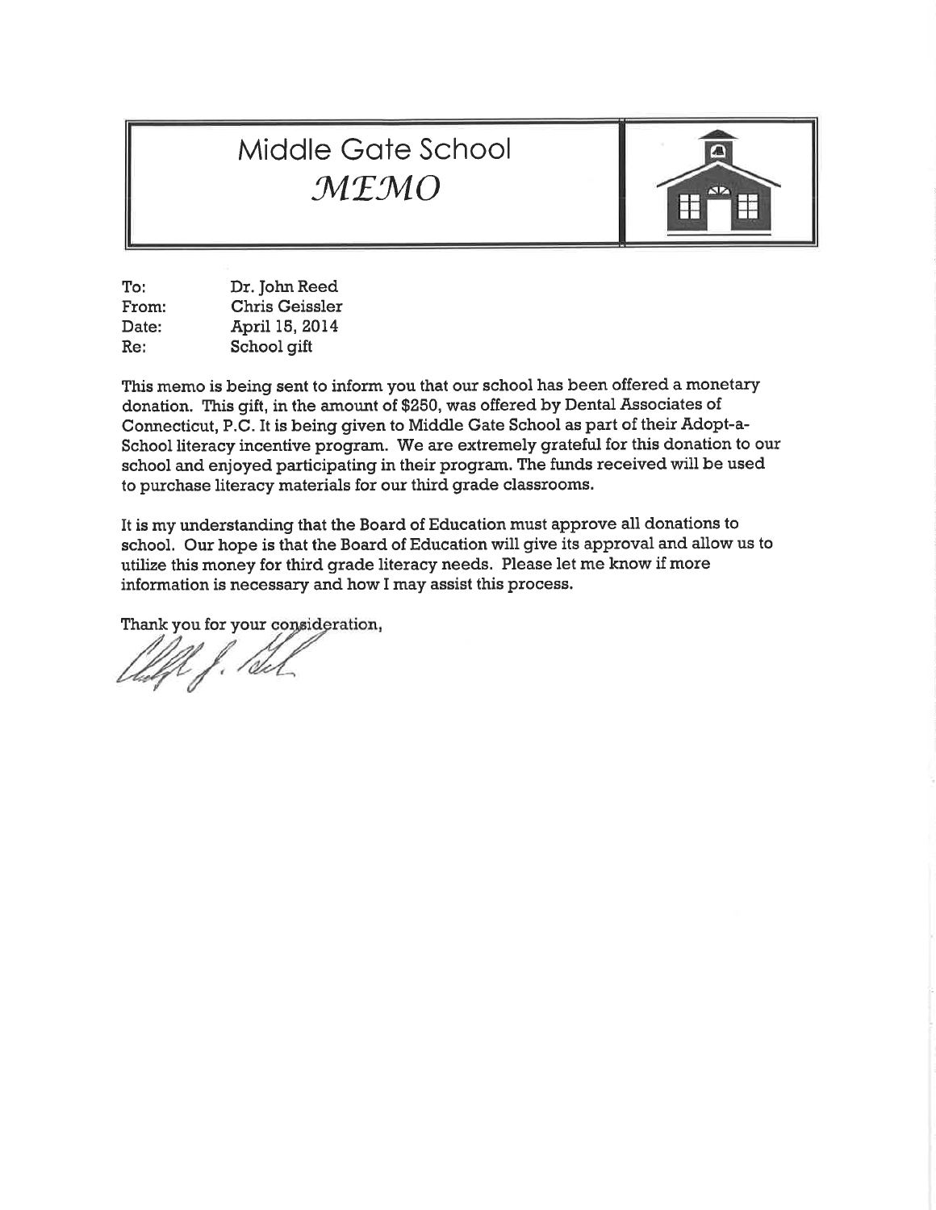# Middle Gate School
## *MEMO*

To: Dr. John Reed
From: Chris Geissler
Date: April 15, 2014
Re: School gift

This memo is being sent to inform you that our school has been offered a monetary donation. This gift, in the amount of $250, was offered by Dental Associates of Connecticut, P.C. It is being given to Middle Gate School as part of their Adopt-a-School literacy incentive program. We are extremely grateful for this donation to our school and enjoyed participating in their program. The funds received will be used to purchase literacy materials for our third grade classrooms.

It is my understanding that the Board of Education must approve all donations to school. Our hope is that the Board of Education will give its approval and allow us to utilize this money for third grade literacy needs. Please let me know if more information is necessary and how I may assist this process.

Thank you for your consideration,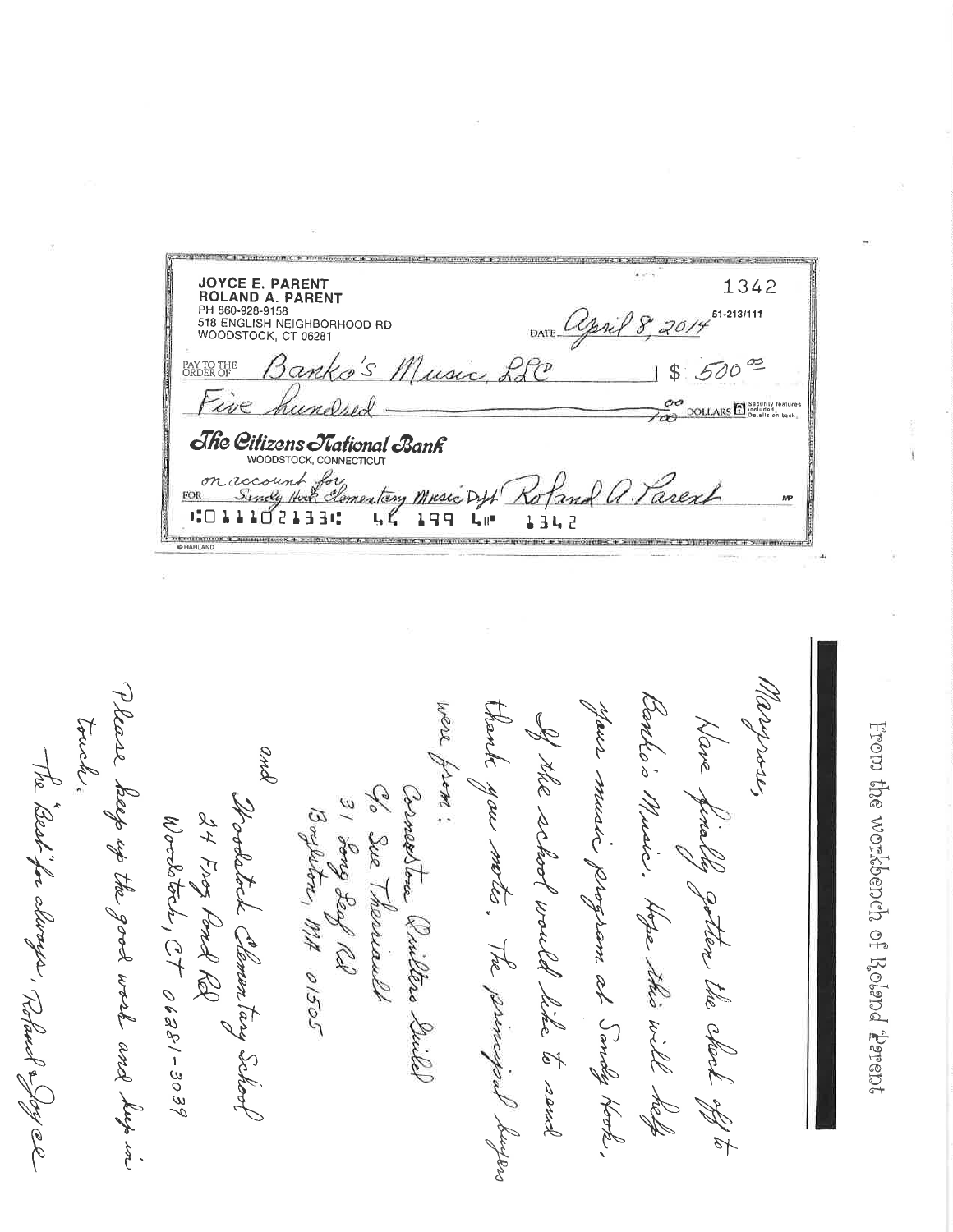JOYCE E. PARENT
ROLAND A. PARENT
PH 860-928-9158
518 ENGLISH NEIGHBORHOOD RD
WOODSTOCK, CT 06281

1342

51-213/111

DATE April 8, 2014

PAY TO THE ORDER OF Banko's Music, LLC $ 500.00

Five hundred 00/100 DOLLARS

**The Citizens National Bank**
WOODSTOCK, CONNECTICUT

FOR on account for Sandy Hook Elementary Music Dept Roland A. Parent

⑆011102133⑆ 44 199 4⑈ 1342

---

From the Workbench of Roland Parent

Maryrose,

Have finally gotten the check off to Banko's Music. Hope this will help your music program at Sandy Hook.

If the school would like to send thank you notes, the principal buyers were from:

Cornerstone Quilters Guild
C/o Sue Theriault
31 Long Leaf Rd
Boylston, MA 01505

and

Woodstock Elementary School
24 Frog Pond Rd
Woodstock, CT 06281-3039

Please keep up the good work and keep in touch.

The "Best" for always, Roland & Joyce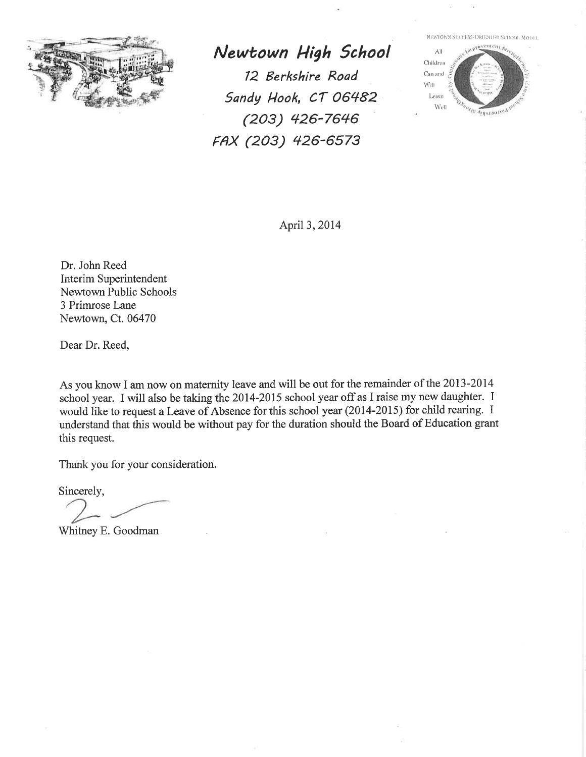# Newtown High School

*72 Berkshire Road*
*Sandy Hook, CT 06482*
*(203) 426-7646*
*FAX (203) 426-6573*

NEWTOWN SUCCESS-ORIENTED SCHOOL MODEL

All Children Can and Will Learn Well

April 3, 2014

Dr. John Reed
Interim Superintendent
Newtown Public Schools
3 Primrose Lane
Newtown, Ct. 06470

Dear Dr. Reed,

As you know I am now on maternity leave and will be out for the remainder of the 2013-2014 school year. I will also be taking the 2014-2015 school year off as I raise my new daughter. I would like to request a Leave of Absence for this school year (2014-2015) for child rearing. I understand that this would be without pay for the duration should the Board of Education grant this request.

Thank you for your consideration.

Sincerely,

Whitney E. Goodman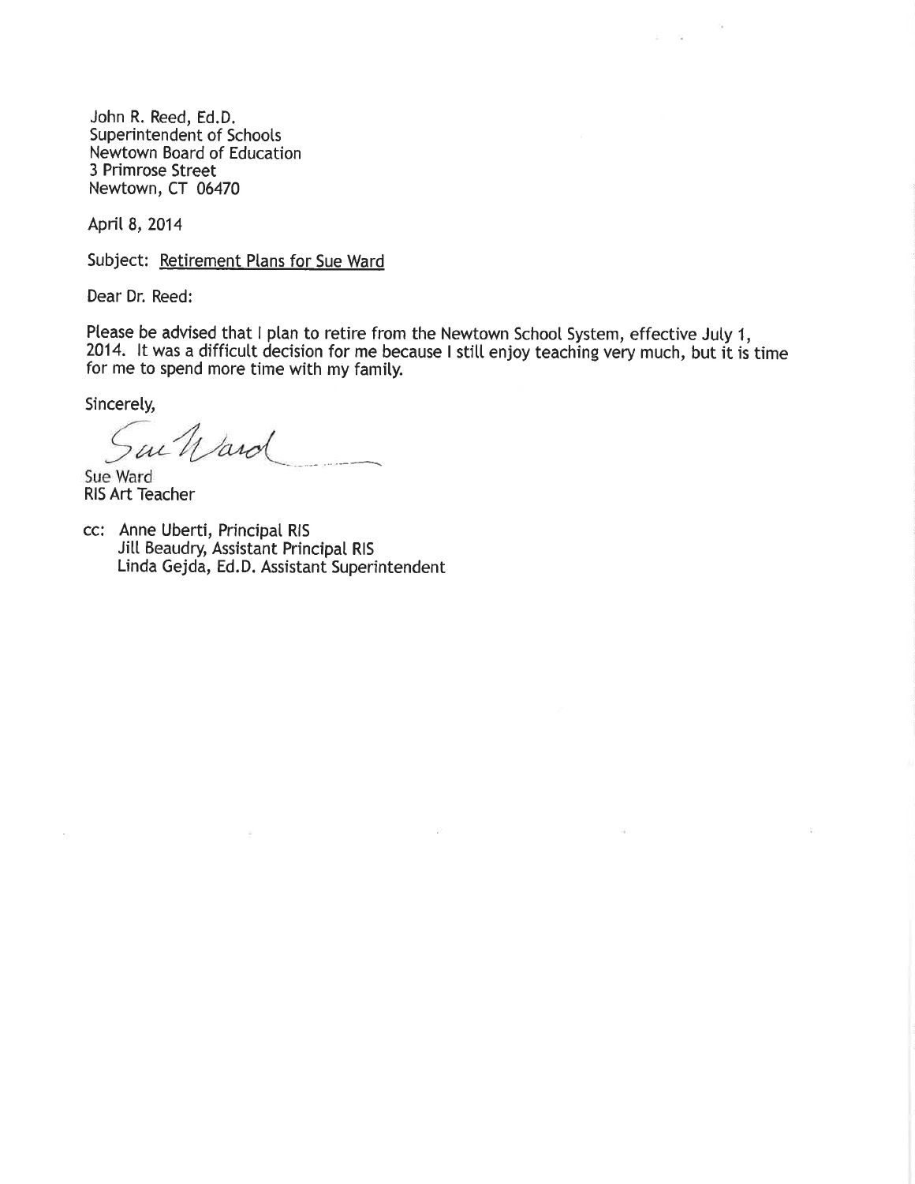John R. Reed, Ed.D.
Superintendent of Schools
Newtown Board of Education
3 Primrose Street
Newtown, CT 06470

April 8, 2014

Subject: Retirement Plans for Sue Ward

Dear Dr. Reed:

Please be advised that I plan to retire from the Newtown School System, effective July 1, 2014. It was a difficult decision for me because I still enjoy teaching very much, but it is time for me to spend more time with my family.

Sincerely,

Sue Ward

Sue Ward
RIS Art Teacher

cc: Anne Uberti, Principal RIS
Jill Beaudry, Assistant Principal RIS
Linda Gejda, Ed.D. Assistant Superintendent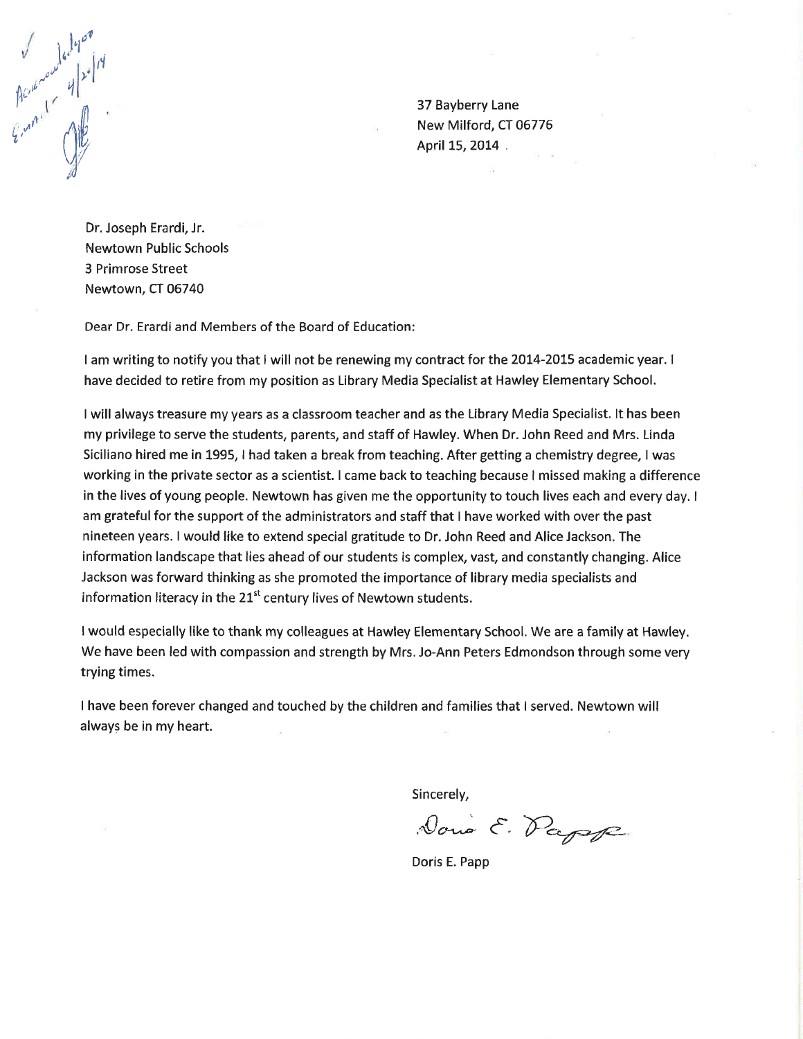✓ Acknowledged 4/20/14 Email

37 Bayberry Lane
New Milford, CT 06776
April 15, 2014

Dr. Joseph Erardi, Jr.
Newtown Public Schools
3 Primrose Street
Newtown, CT 06740

Dear Dr. Erardi and Members of the Board of Education:

I am writing to notify you that I will not be renewing my contract for the 2014-2015 academic year. I have decided to retire from my position as Library Media Specialist at Hawley Elementary School.

I will always treasure my years as a classroom teacher and as the Library Media Specialist. It has been my privilege to serve the students, parents, and staff of Hawley. When Dr. John Reed and Mrs. Linda Siciliano hired me in 1995, I had taken a break from teaching. After getting a chemistry degree, I was working in the private sector as a scientist. I came back to teaching because I missed making a difference in the lives of young people. Newtown has given me the opportunity to touch lives each and every day. I am grateful for the support of the administrators and staff that I have worked with over the past nineteen years. I would like to extend special gratitude to Dr. John Reed and Alice Jackson. The information landscape that lies ahead of our students is complex, vast, and constantly changing. Alice Jackson was forward thinking as she promoted the importance of library media specialists and information literacy in the 21st century lives of Newtown students.

I would especially like to thank my colleagues at Hawley Elementary School. We are a family at Hawley. We have been led with compassion and strength by Mrs. Jo-Ann Peters Edmondson through some very trying times.

I have been forever changed and touched by the children and families that I served. Newtown will always be in my heart.

Sincerely,

Doris E. Papp

Doris E. Papp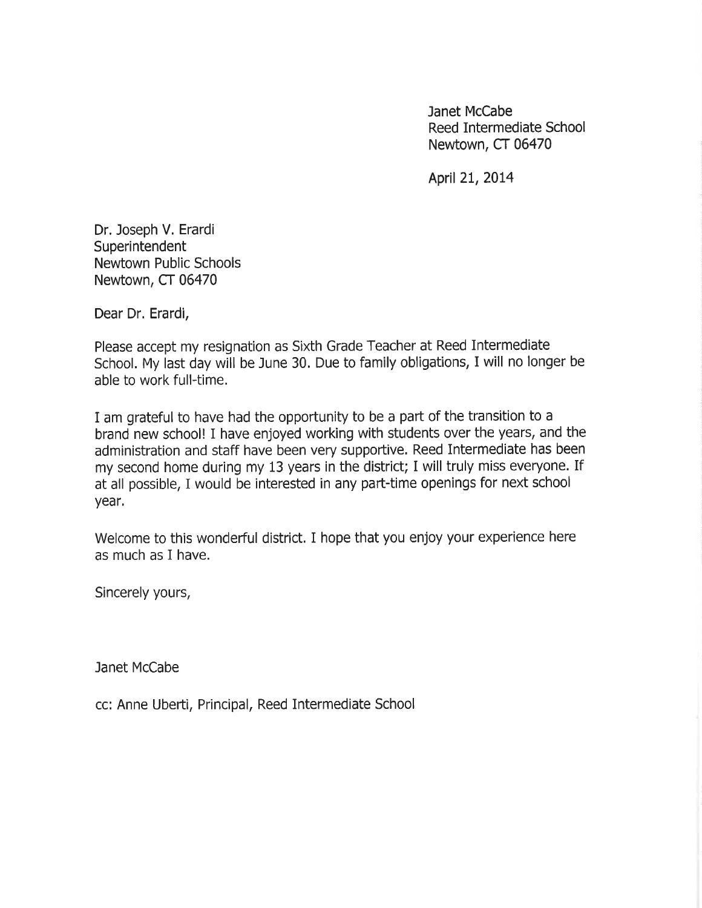Janet McCabe
Reed Intermediate School
Newtown, CT 06470

April 21, 2014

Dr. Joseph V. Erardi
Superintendent
Newtown Public Schools
Newtown, CT 06470

Dear Dr. Erardi,

Please accept my resignation as Sixth Grade Teacher at Reed Intermediate School. My last day will be June 30. Due to family obligations, I will no longer be able to work full-time.

I am grateful to have had the opportunity to be a part of the transition to a brand new school! I have enjoyed working with students over the years, and the administration and staff have been very supportive. Reed Intermediate has been my second home during my 13 years in the district; I will truly miss everyone. If at all possible, I would be interested in any part-time openings for next school year.

Welcome to this wonderful district. I hope that you enjoy your experience here as much as I have.

Sincerely yours,

Janet McCabe

cc: Anne Uberti, Principal, Reed Intermediate School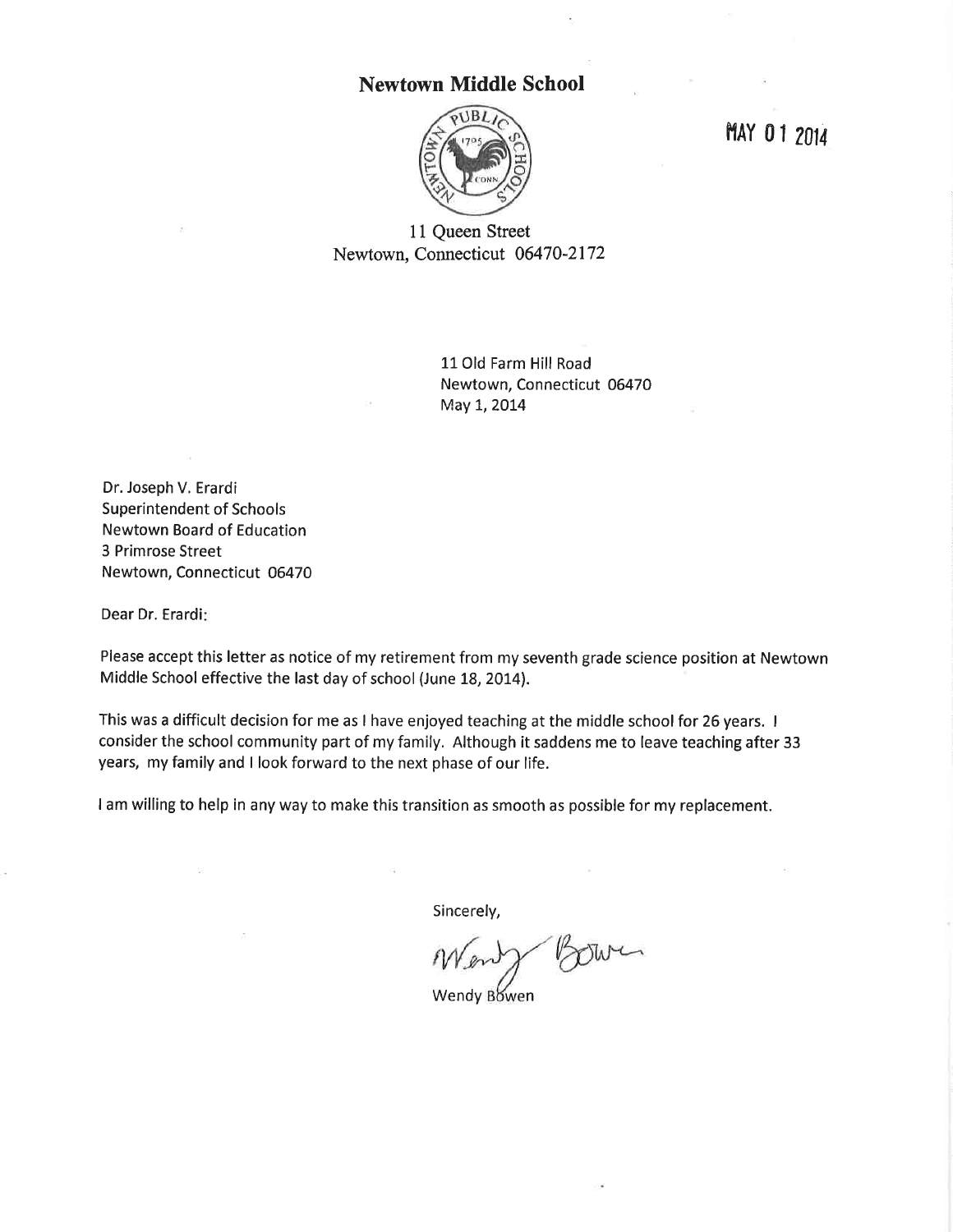# Newtown Middle School

MAY 01 2014

11 Queen Street
Newtown, Connecticut 06470-2172

11 Old Farm Hill Road
Newtown, Connecticut 06470
May 1, 2014

Dr. Joseph V. Erardi
Superintendent of Schools
Newtown Board of Education
3 Primrose Street
Newtown, Connecticut 06470

Dear Dr. Erardi:

Please accept this letter as notice of my retirement from my seventh grade science position at Newtown Middle School effective the last day of school (June 18, 2014).

This was a difficult decision for me as I have enjoyed teaching at the middle school for 26 years. I consider the school community part of my family. Although it saddens me to leave teaching after 33 years, my family and I look forward to the next phase of our life.

I am willing to help in any way to make this transition as smooth as possible for my replacement.

Sincerely,

Wendy Bowen

Wendy Bowen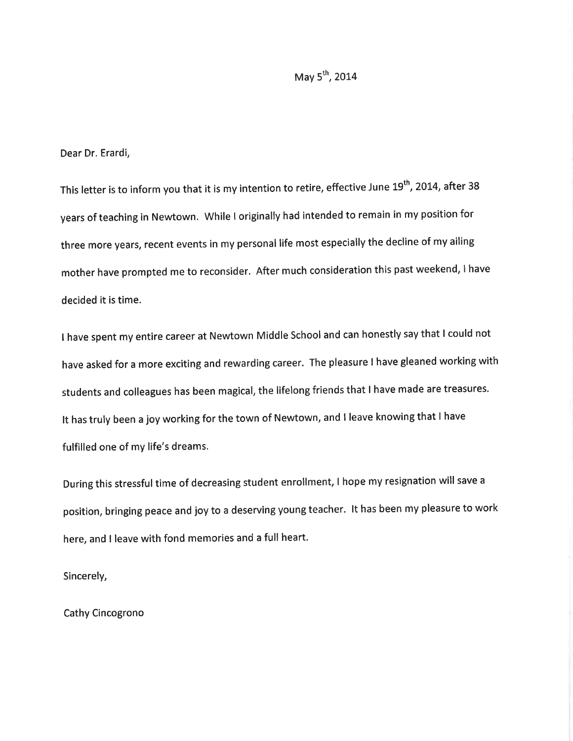May 5th, 2014

Dear Dr. Erardi,

This letter is to inform you that it is my intention to retire, effective June 19th, 2014, after 38 years of teaching in Newtown. While I originally had intended to remain in my position for three more years, recent events in my personal life most especially the decline of my ailing mother have prompted me to reconsider. After much consideration this past weekend, I have decided it is time.

I have spent my entire career at Newtown Middle School and can honestly say that I could not have asked for a more exciting and rewarding career. The pleasure I have gleaned working with students and colleagues has been magical, the lifelong friends that I have made are treasures. It has truly been a joy working for the town of Newtown, and I leave knowing that I have fulfilled one of my life's dreams.

During this stressful time of decreasing student enrollment, I hope my resignation will save a position, bringing peace and joy to a deserving young teacher. It has been my pleasure to work here, and I leave with fond memories and a full heart.

Sincerely,

Cathy Cincogrono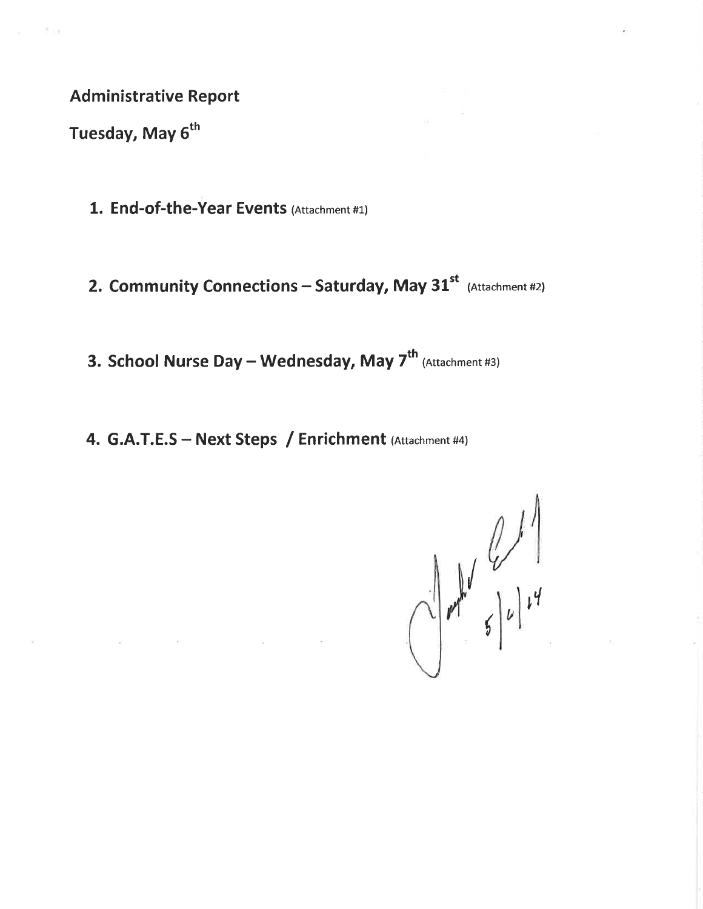# Administrative Report

## Tuesday, May 6th

1. **End-of-the-Year Events** (Attachment #1)

2. **Community Connections – Saturday, May 31st** (Attachment #2)

3. **School Nurse Day – Wednesday, May 7th** (Attachment #3)

4. **G.A.T.E.S – Next Steps / Enrichment** (Attachment #4)

5/6/14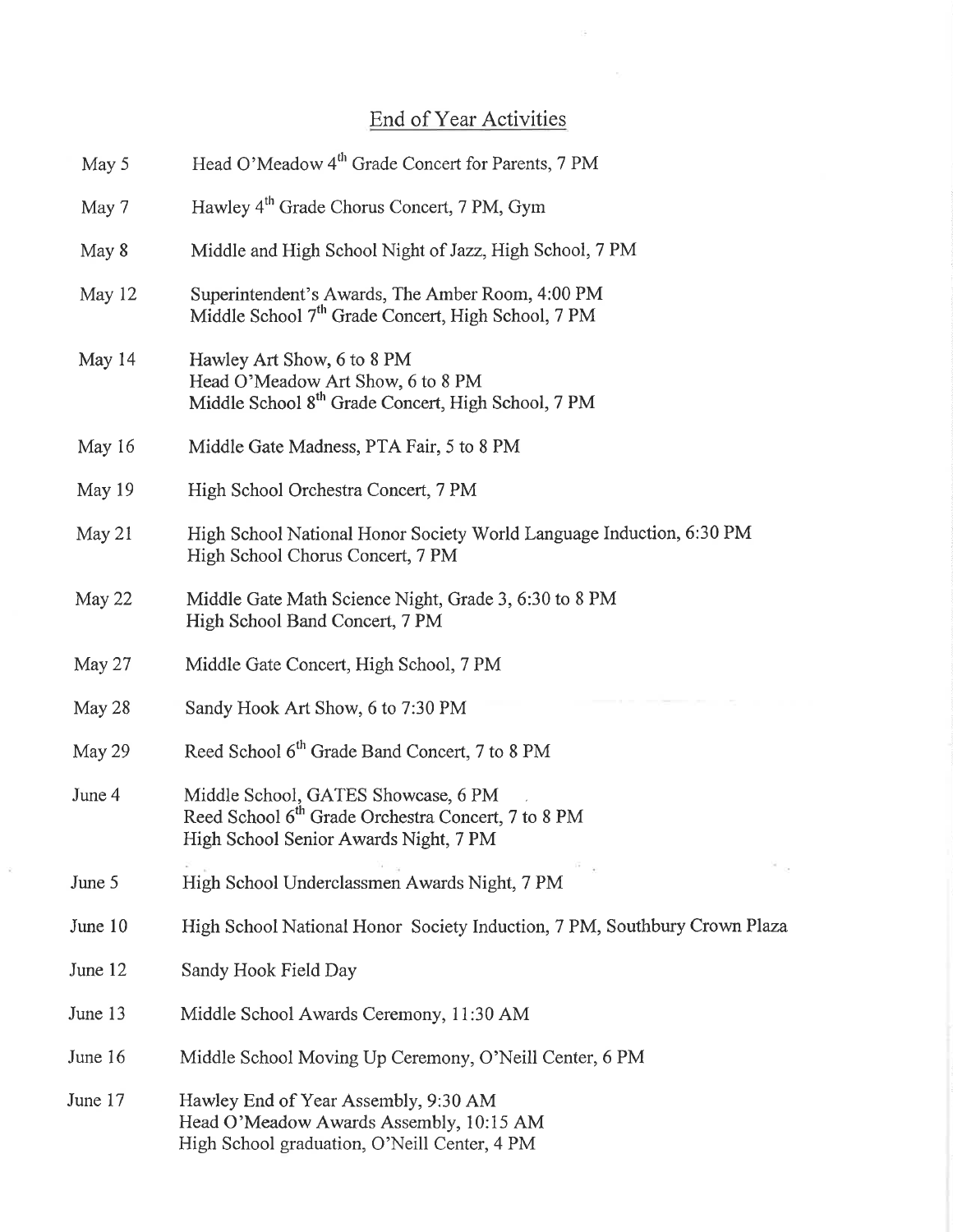## End of Year Activities

| | |
|---|---|
| May 5 | Head O'Meadow 4th Grade Concert for Parents, 7 PM |
| May 7 | Hawley 4th Grade Chorus Concert, 7 PM, Gym |
| May 8 | Middle and High School Night of Jazz, High School, 7 PM |
| May 12 | Superintendent's Awards, The Amber Room, 4:00 PM<br>Middle School 7th Grade Concert, High School, 7 PM |
| May 14 | Hawley Art Show, 6 to 8 PM<br>Head O'Meadow Art Show, 6 to 8 PM<br>Middle School 8th Grade Concert, High School, 7 PM |
| May 16 | Middle Gate Madness, PTA Fair, 5 to 8 PM |
| May 19 | High School Orchestra Concert, 7 PM |
| May 21 | High School National Honor Society World Language Induction, 6:30 PM<br>High School Chorus Concert, 7 PM |
| May 22 | Middle Gate Math Science Night, Grade 3, 6:30 to 8 PM<br>High School Band Concert, 7 PM |
| May 27 | Middle Gate Concert, High School, 7 PM |
| May 28 | Sandy Hook Art Show, 6 to 7:30 PM |
| May 29 | Reed School 6th Grade Band Concert, 7 to 8 PM |
| June 4 | Middle School, GATES Showcase, 6 PM<br>Reed School 6th Grade Orchestra Concert, 7 to 8 PM<br>High School Senior Awards Night, 7 PM |
| June 5 | High School Underclassmen Awards Night, 7 PM |
| June 10 | High School National Honor Society Induction, 7 PM, Southbury Crown Plaza |
| June 12 | Sandy Hook Field Day |
| June 13 | Middle School Awards Ceremony, 11:30 AM |
| June 16 | Middle School Moving Up Ceremony, O'Neill Center, 6 PM |
| June 17 | Hawley End of Year Assembly, 9:30 AM<br>Head O'Meadow Awards Assembly, 10:15 AM<br>High School graduation, O'Neill Center, 4 PM |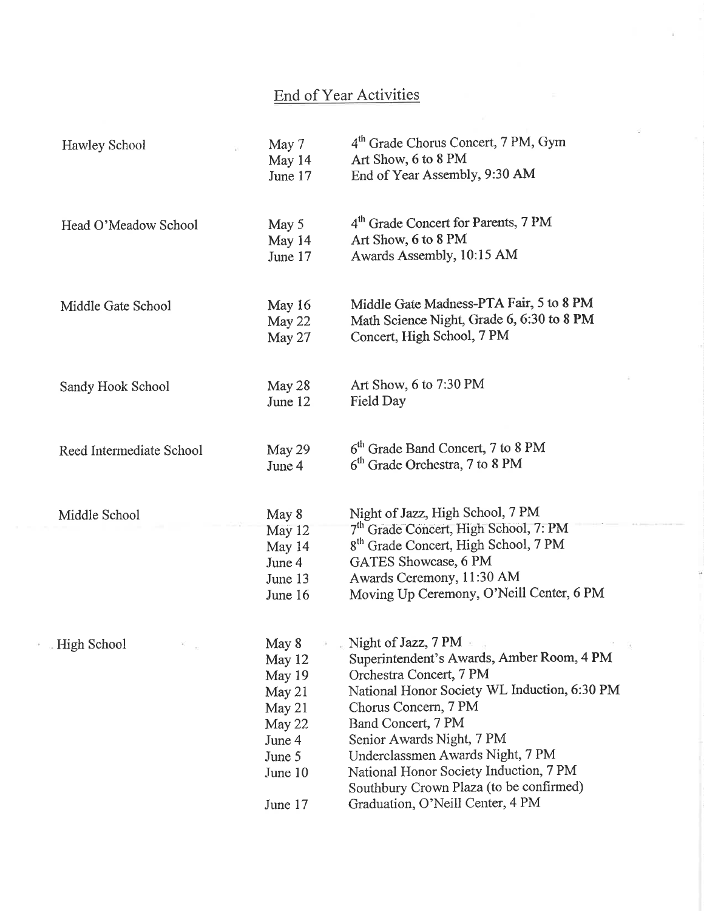# End of Year Activities

| School | Date | Activity |
|---|---|---|
| Hawley School | May 7 | 4th Grade Chorus Concert, 7 PM, Gym |
| | May 14 | Art Show, 6 to 8 PM |
| | June 17 | End of Year Assembly, 9:30 AM |
| Head O'Meadow School | May 5 | 4th Grade Concert for Parents, 7 PM |
| | May 14 | Art Show, 6 to 8 PM |
| | June 17 | Awards Assembly, 10:15 AM |
| Middle Gate School | May 16 | Middle Gate Madness-PTA Fair, 5 to 8 PM |
| | May 22 | Math Science Night, Grade 6, 6:30 to 8 PM |
| | May 27 | Concert, High School, 7 PM |
| Sandy Hook School | May 28 | Art Show, 6 to 7:30 PM |
| | June 12 | Field Day |
| Reed Intermediate School | May 29 | 6th Grade Band Concert, 7 to 8 PM |
| | June 4 | 6th Grade Orchestra, 7 to 8 PM |
| Middle School | May 8 | Night of Jazz, High School, 7 PM |
| | May 12 | 7th Grade Concert, High School, 7: PM |
| | May 14 | 8th Grade Concert, High School, 7 PM |
| | June 4 | GATES Showcase, 6 PM |
| | June 13 | Awards Ceremony, 11:30 AM |
| | June 16 | Moving Up Ceremony, O'Neill Center, 6 PM |
| High School | May 8 | Night of Jazz, 7 PM |
| | May 12 | Superintendent's Awards, Amber Room, 4 PM |
| | May 19 | Orchestra Concert, 7 PM |
| | May 21 | National Honor Society WL Induction, 6:30 PM |
| | May 21 | Chorus Concern, 7 PM |
| | May 22 | Band Concert, 7 PM |
| | June 4 | Senior Awards Night, 7 PM |
| | June 5 | Underclassmen Awards Night, 7 PM |
| | June 10 | National Honor Society Induction, 7 PM Southbury Crown Plaza (to be confirmed) |
| | June 17 | Graduation, O'Neill Center, 4 PM |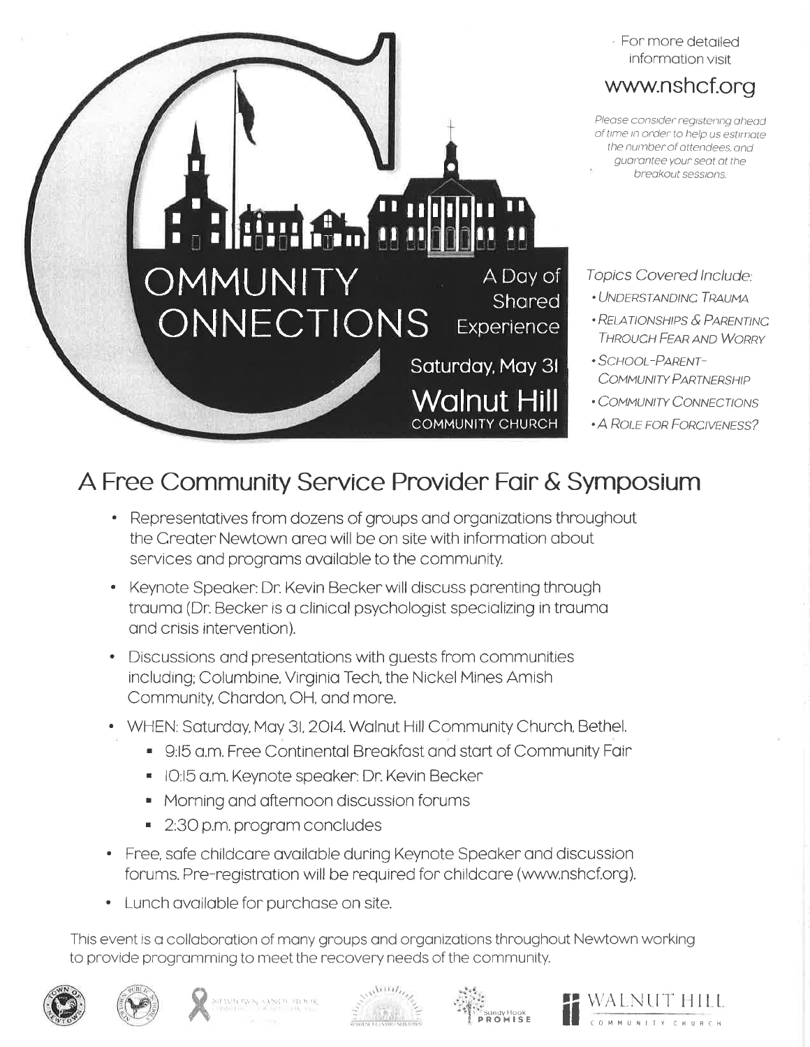# Community Connections

A Day of Shared Experience

Saturday, May 31

**Walnut Hill**

COMMUNITY CHURCH

For more detailed information visit

**www.nshcf.org**

*Please consider registering ahead of time in order to help us estimate the number of attendees, and guarantee your seat at the breakout sessions.*

*Topics Covered Include:*

- *Understanding Trauma*
- *Relationships & Parenting Through Fear and Worry*
- *School-Parent-Community Partnership*
- *Community Connections*
- *A Role for Forgiveness?*

## A Free Community Service Provider Fair & Symposium

- Representatives from dozens of groups and organizations throughout the Greater Newtown area will be on site with information about services and programs available to the community.
- Keynote Speaker: Dr. Kevin Becker will discuss parenting through trauma (Dr. Becker is a clinical psychologist specializing in trauma and crisis intervention).
- Discussions and presentations with guests from communities including; Columbine, Virginia Tech, the Nickel Mines Amish Community, Chardon, OH, and more.
- WHEN: Saturday, May 31, 2014. Walnut Hill Community Church, Bethel.
  - 9:15 a.m. Free Continental Breakfast and start of Community Fair
  - 10:15 a.m. Keynote speaker: Dr. Kevin Becker
  - Morning and afternoon discussion forums
  - 2:30 p.m. program concludes
- Free, safe childcare available during Keynote Speaker and discussion forums. Pre-registration will be required for childcare (www.nshcf.org).
- Lunch available for purchase on site.

This event is a collaboration of many groups and organizations throughout Newtown working to provide programming to meet the recovery needs of the community.

Sandy Hook Promise

Walnut Hill Community Church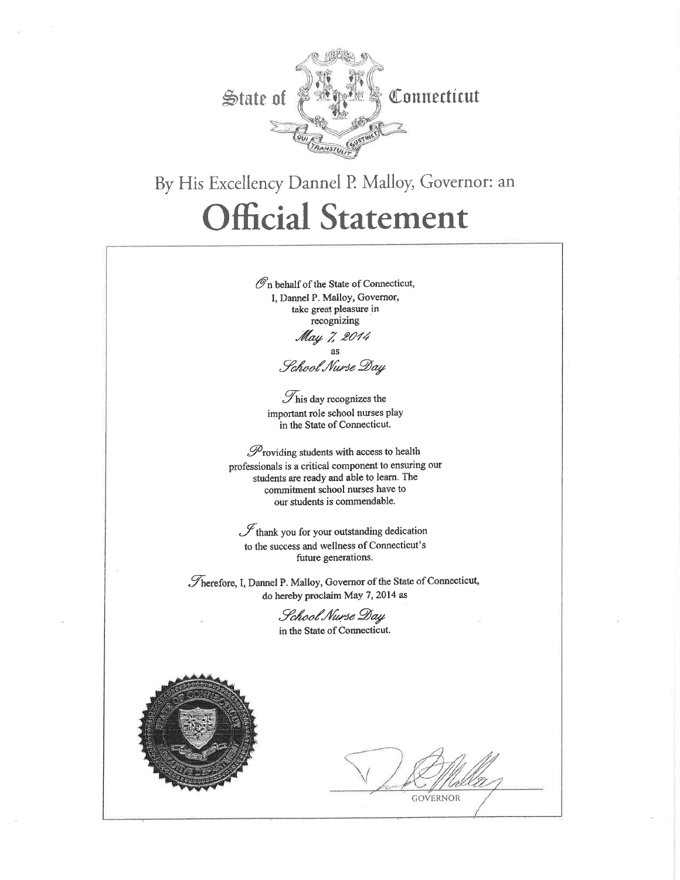State of Connecticut

QUI TRANSTULIT SUSTINET

By His Excellency Dannel P. Malloy, Governor: an

# Official Statement

On behalf of the State of Connecticut,
I, Dannel P. Malloy, Governor,
take great pleasure in
recognizing

*May 7, 2014*

as

*School Nurse Day*

This day recognizes the
important role school nurses play
in the State of Connecticut.

Providing students with access to health
professionals is a critical component to ensuring our
students are ready and able to learn. The
commitment school nurses have to
our students is commendable.

I thank you for your outstanding dedication
to the success and wellness of Connecticut's
future generations.

Therefore, I, Dannel P. Malloy, Governor of the State of Connecticut,
do hereby proclaim May 7, 2014 as

*School Nurse Day*

in the State of Connecticut.

GOVERNOR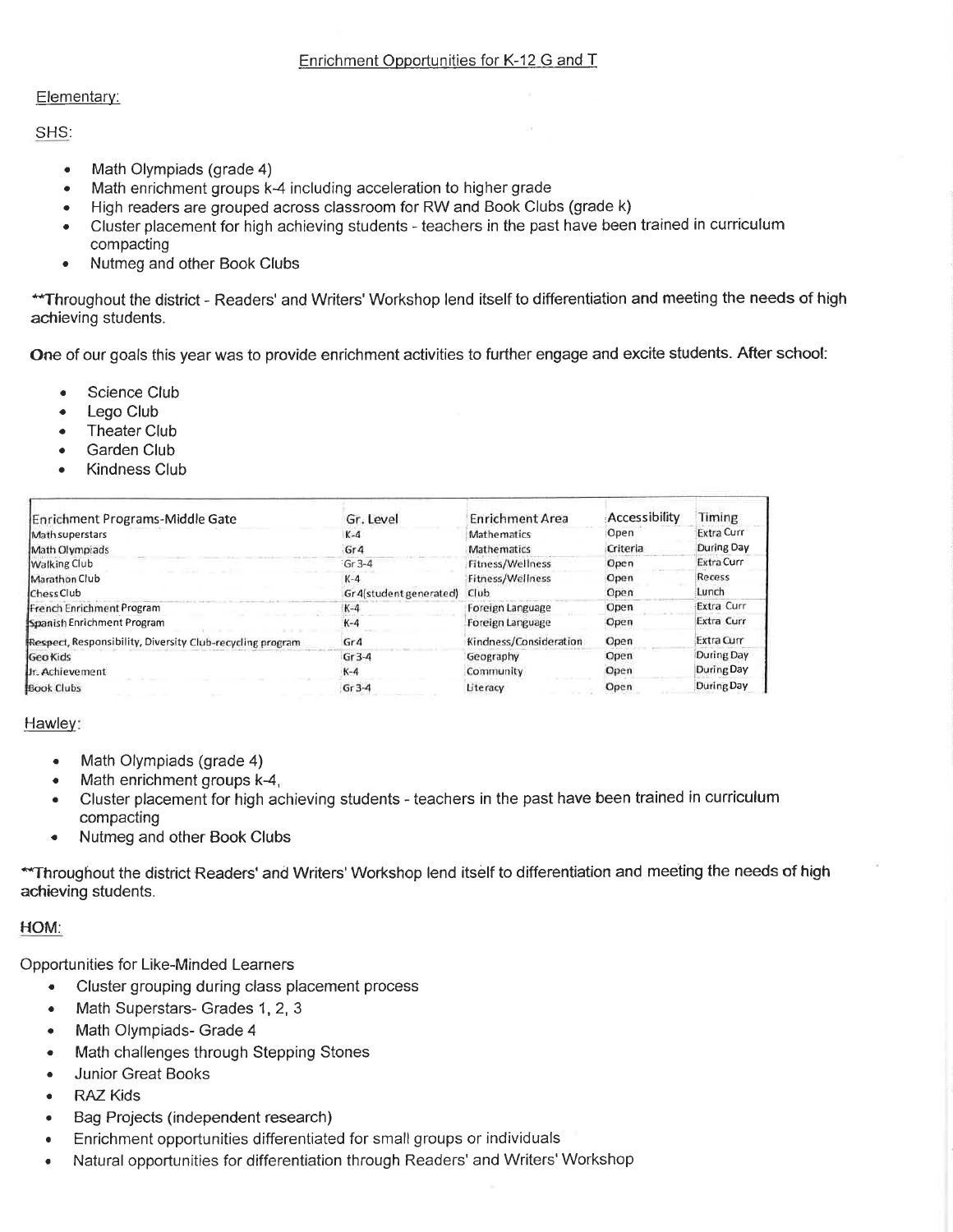## Enrichment Opportunities for K-12 G and T

Elementary:

SHS:

- Math Olympiads (grade 4)
- Math enrichment groups k-4 including acceleration to higher grade
- High readers are grouped across classroom for RW and Book Clubs (grade k)
- Cluster placement for high achieving students - teachers in the past have been trained in curriculum compacting
- Nutmeg and other Book Clubs

**Throughout the district - Readers' and Writers' Workshop lend itself to differentiation and meeting the needs of high achieving students.

One of our goals this year was to provide enrichment activities to further engage and excite students. After school:

- Science Club
- Lego Club
- Theater Club
- Garden Club
- Kindness Club

| Enrichment Programs-Middle Gate | Gr. Level | Enrichment Area | Accessibility | Timing |
|---|---|---|---|---|
| Math superstars | K-4 | Mathematics | Open | Extra Curr |
| Math Olympiads | Gr 4 | Mathematics | Criteria | During Day |
| Walking Club | Gr 3-4 | Fitness/Wellness | Open | Extra Curr |
| Marathon Club | K-4 | Fitness/Wellness | Open | Recess |
| Chess Club | Gr 4(student generated) | Club | Open | Lunch |
| French Enrichment Program | K-4 | Foreign Language | Open | Extra Curr |
| Spanish Enrichment Program | K-4 | Foreign Language | Open | Extra Curr |
| Respect, Responsibility, Diversity Club-recycling program | Gr 4 | Kindness/Consideration | Open | Extra Curr |
| Geo Kids | Gr 3-4 | Geography | Open | During Day |
| Jr. Achievement | K-4 | Community | Open | During Day |
| Book Clubs | Gr 3-4 | Literacy | Open | During Day |

Hawley:

- Math Olympiads (grade 4)
- Math enrichment groups k-4,
- Cluster placement for high achieving students - teachers in the past have been trained in curriculum compacting
- Nutmeg and other Book Clubs

**Throughout the district Readers' and Writers' Workshop lend itself to differentiation and meeting the needs of high achieving students.

HOM:

Opportunities for Like-Minded Learners

- Cluster grouping during class placement process
- Math Superstars- Grades 1, 2, 3
- Math Olympiads- Grade 4
- Math challenges through Stepping Stones
- Junior Great Books
- RAZ Kids
- Bag Projects (independent research)
- Enrichment opportunities differentiated for small groups or individuals
- Natural opportunities for differentiation through Readers' and Writers' Workshop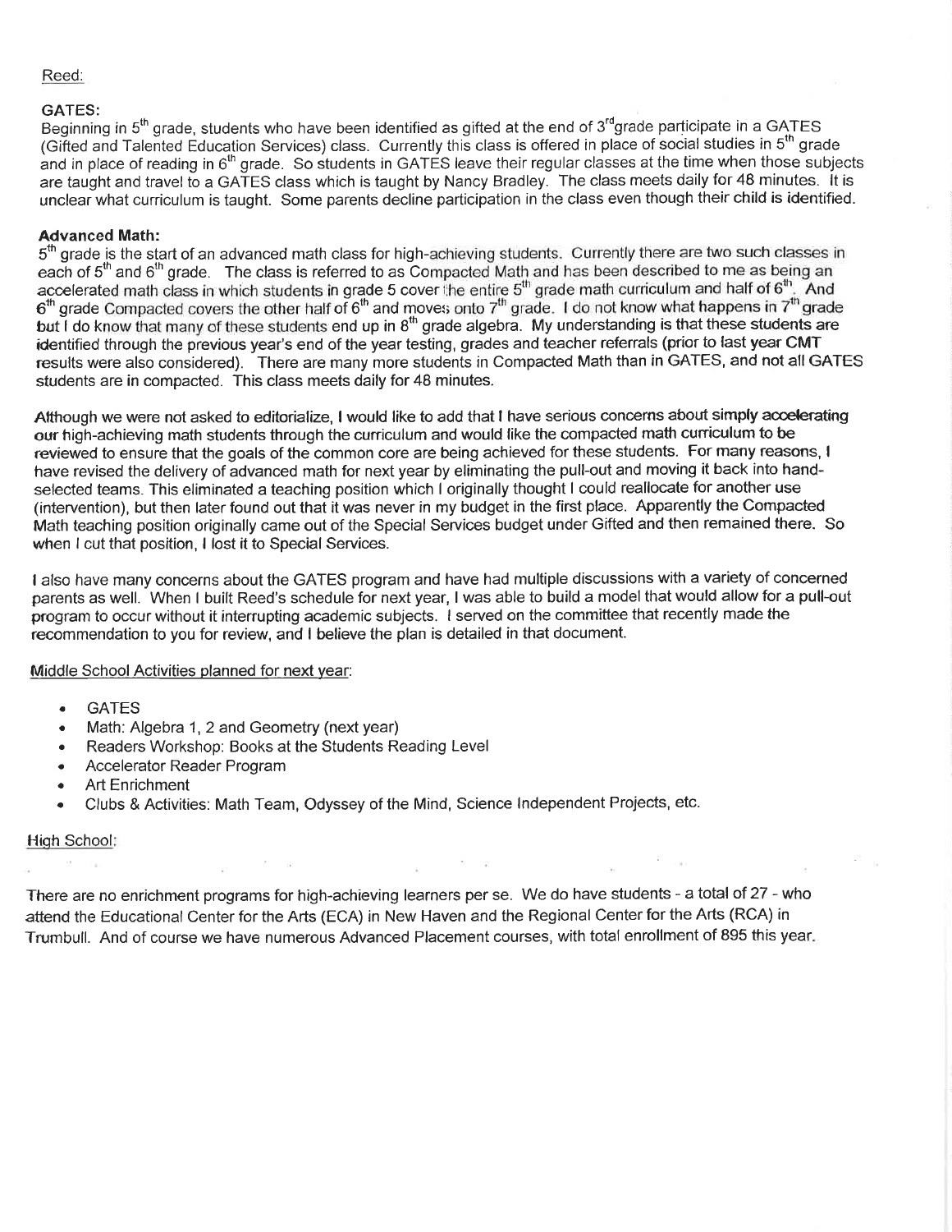Reed:

**GATES:**
Beginning in 5th grade, students who have been identified as gifted at the end of 3rd grade participate in a GATES (Gifted and Talented Education Services) class. Currently this class is offered in place of social studies in 5th grade and in place of reading in 6th grade. So students in GATES leave their regular classes at the time when those subjects are taught and travel to a GATES class which is taught by Nancy Bradley. The class meets daily for 48 minutes. It is unclear what curriculum is taught. Some parents decline participation in the class even though their child is identified.

**Advanced Math:**
5th grade is the start of an advanced math class for high-achieving students. Currently there are two such classes in each of 5th and 6th grade. The class is referred to as Compacted Math and has been described to me as being an accelerated math class in which students in grade 5 cover the entire 5th grade math curriculum and half of 6th. And 6th grade Compacted covers the other half of 6th and moves onto 7th grade. I do not know what happens in 7th grade but I do know that many of these students end up in 8th grade algebra. My understanding is that these students are identified through the previous year's end of the year testing, grades and teacher referrals (prior to last year CMT results were also considered). There are many more students in Compacted Math than in GATES, and not all GATES students are in compacted. This class meets daily for 48 minutes.

Although we were not asked to editorialize, I would like to add that I have serious concerns about simply accelerating our high-achieving math students through the curriculum and would like the compacted math curriculum to be reviewed to ensure that the goals of the common core are being achieved for these students. For many reasons, I have revised the delivery of advanced math for next year by eliminating the pull-out and moving it back into hand-selected teams. This eliminated a teaching position which I originally thought I could reallocate for another use (intervention), but then later found out that it was never in my budget in the first place. Apparently the Compacted Math teaching position originally came out of the Special Services budget under Gifted and then remained there. So when I cut that position, I lost it to Special Services.

I also have many concerns about the GATES program and have had multiple discussions with a variety of concerned parents as well. When I built Reed's schedule for next year, I was able to build a model that would allow for a pull-out program to occur without it interrupting academic subjects. I served on the committee that recently made the recommendation to you for review, and I believe the plan is detailed in that document.

Middle School Activities planned for next year:

- GATES
- Math: Algebra 1, 2 and Geometry (next year)
- Readers Workshop: Books at the Students Reading Level
- Accelerator Reader Program
- Art Enrichment
- Clubs & Activities: Math Team, Odyssey of the Mind, Science Independent Projects, etc.

High School:

There are no enrichment programs for high-achieving learners per se. We do have students - a total of 27 - who attend the Educational Center for the Arts (ECA) in New Haven and the Regional Center for the Arts (RCA) in Trumbull. And of course we have numerous Advanced Placement courses, with total enrollment of 895 this year.